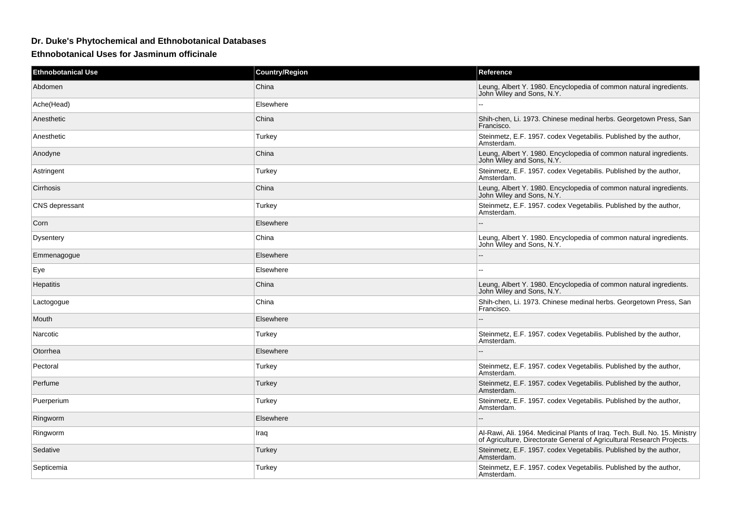## Dr. Duke's Phytochemical and Ethnobotanical Databases

### Ethnobotanical Uses for Jasminum officinale

| Ethnobotanical Use | Country/Region | Reference |
| --- | --- | --- |
| Abdomen | China | Leung, Albert Y. 1980. Encyclopedia of common natural ingredients. John Wiley and Sons, N.Y. |
| Ache(Head) | Elsewhere | -- |
| Anesthetic | China | Shih-chen, Li. 1973. Chinese medinal herbs. Georgetown Press, San Francisco. |
| Anesthetic | Turkey | Steinmetz, E.F. 1957. codex Vegetabilis. Published by the author, Amsterdam. |
| Anodyne | China | Leung, Albert Y. 1980. Encyclopedia of common natural ingredients. John Wiley and Sons, N.Y. |
| Astringent | Turkey | Steinmetz, E.F. 1957. codex Vegetabilis. Published by the author, Amsterdam. |
| Cirrhosis | China | Leung, Albert Y. 1980. Encyclopedia of common natural ingredients. John Wiley and Sons, N.Y. |
| CNS depressant | Turkey | Steinmetz, E.F. 1957. codex Vegetabilis. Published by the author, Amsterdam. |
| Corn | Elsewhere | -- |
| Dysentery | China | Leung, Albert Y. 1980. Encyclopedia of common natural ingredients. John Wiley and Sons, N.Y. |
| Emmenagogue | Elsewhere | -- |
| Eye | Elsewhere | -- |
| Hepatitis | China | Leung, Albert Y. 1980. Encyclopedia of common natural ingredients. John Wiley and Sons, N.Y. |
| Lactogogue | China | Shih-chen, Li. 1973. Chinese medinal herbs. Georgetown Press, San Francisco. |
| Mouth | Elsewhere | -- |
| Narcotic | Turkey | Steinmetz, E.F. 1957. codex Vegetabilis. Published by the author, Amsterdam. |
| Otorrhea | Elsewhere | -- |
| Pectoral | Turkey | Steinmetz, E.F. 1957. codex Vegetabilis. Published by the author, Amsterdam. |
| Perfume | Turkey | Steinmetz, E.F. 1957. codex Vegetabilis. Published by the author, Amsterdam. |
| Puerperium | Turkey | Steinmetz, E.F. 1957. codex Vegetabilis. Published by the author, Amsterdam. |
| Ringworm | Elsewhere | -- |
| Ringworm | Iraq | Al-Rawi, Ali. 1964. Medicinal Plants of Iraq. Tech. Bull. No. 15. Ministry of Agriculture, Directorate General of Agricultural Research Projects. |
| Sedative | Turkey | Steinmetz, E.F. 1957. codex Vegetabilis. Published by the author, Amsterdam. |
| Septicemia | Turkey | Steinmetz, E.F. 1957. codex Vegetabilis. Published by the author, Amsterdam. |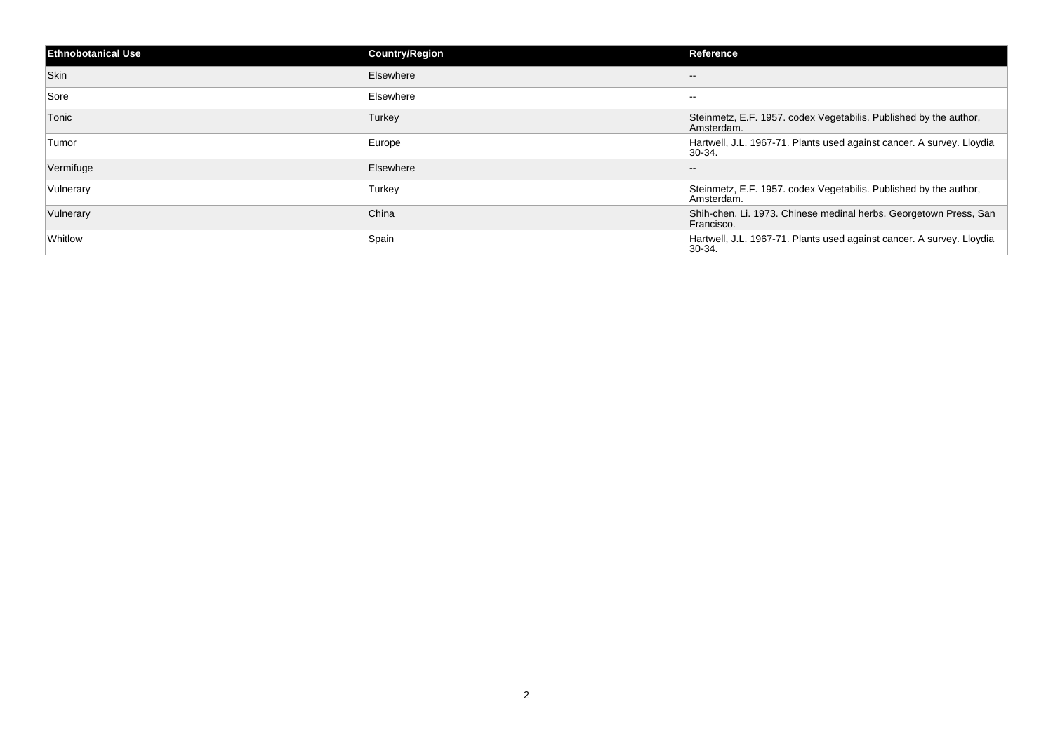| Ethnobotanical Use | Country/Region | Reference |
| --- | --- | --- |
| Skin | Elsewhere | -- |
| Sore | Elsewhere | -- |
| Tonic | Turkey | Steinmetz, E.F. 1957. codex Vegetabilis. Published by the author, Amsterdam. |
| Tumor | Europe | Hartwell, J.L. 1967-71. Plants used against cancer. A survey. Lloydia 30-34. |
| Vermifuge | Elsewhere | -- |
| Vulnerary | Turkey | Steinmetz, E.F. 1957. codex Vegetabilis. Published by the author, Amsterdam. |
| Vulnerary | China | Shih-chen, Li. 1973. Chinese medinal herbs. Georgetown Press, San Francisco. |
| Whitlow | Spain | Hartwell, J.L. 1967-71. Plants used against cancer. A survey. Lloydia 30-34. |